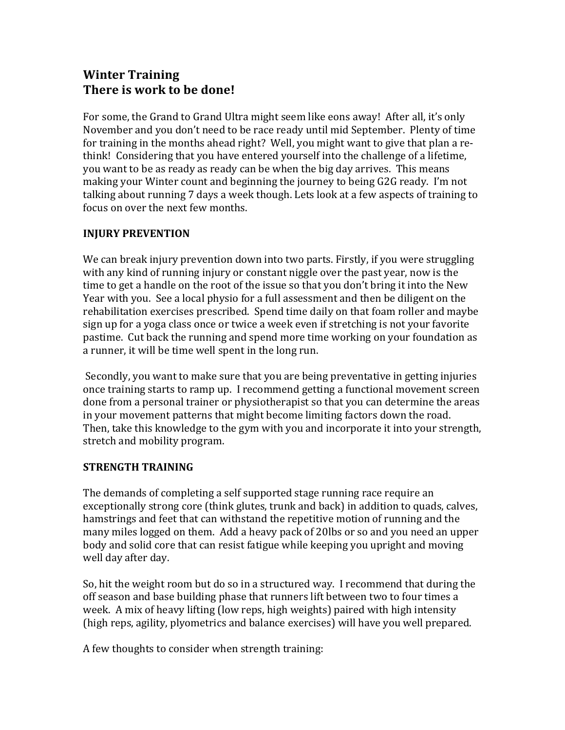# Winter Training
# There is work to be done!

For some, the Grand to Grand Ultra might seem like eons away! After all, it's only November and you don't need to be race ready until mid September. Plenty of time for training in the months ahead right? Well, you might want to give that plan a re-think! Considering that you have entered yourself into the challenge of a lifetime, you want to be as ready as ready can be when the big day arrives. This means making your Winter count and beginning the journey to being G2G ready. I'm not talking about running 7 days a week though. Lets look at a few aspects of training to focus on over the next few months.

**INJURY PREVENTION**

We can break injury prevention down into two parts. Firstly, if you were struggling with any kind of running injury or constant niggle over the past year, now is the time to get a handle on the root of the issue so that you don't bring it into the New Year with you. See a local physio for a full assessment and then be diligent on the rehabilitation exercises prescribed. Spend time daily on that foam roller and maybe sign up for a yoga class once or twice a week even if stretching is not your favorite pastime. Cut back the running and spend more time working on your foundation as a runner, it will be time well spent in the long run.

Secondly, you want to make sure that you are being preventative in getting injuries once training starts to ramp up. I recommend getting a functional movement screen done from a personal trainer or physiotherapist so that you can determine the areas in your movement patterns that might become limiting factors down the road. Then, take this knowledge to the gym with you and incorporate it into your strength, stretch and mobility program.

**STRENGTH TRAINING**

The demands of completing a self supported stage running race require an exceptionally strong core (think glutes, trunk and back) in addition to quads, calves, hamstrings and feet that can withstand the repetitive motion of running and the many miles logged on them. Add a heavy pack of 20lbs or so and you need an upper body and solid core that can resist fatigue while keeping you upright and moving well day after day.

So, hit the weight room but do so in a structured way. I recommend that during the off season and base building phase that runners lift between two to four times a week. A mix of heavy lifting (low reps, high weights) paired with high intensity (high reps, agility, plyometrics and balance exercises) will have you well prepared.

A few thoughts to consider when strength training: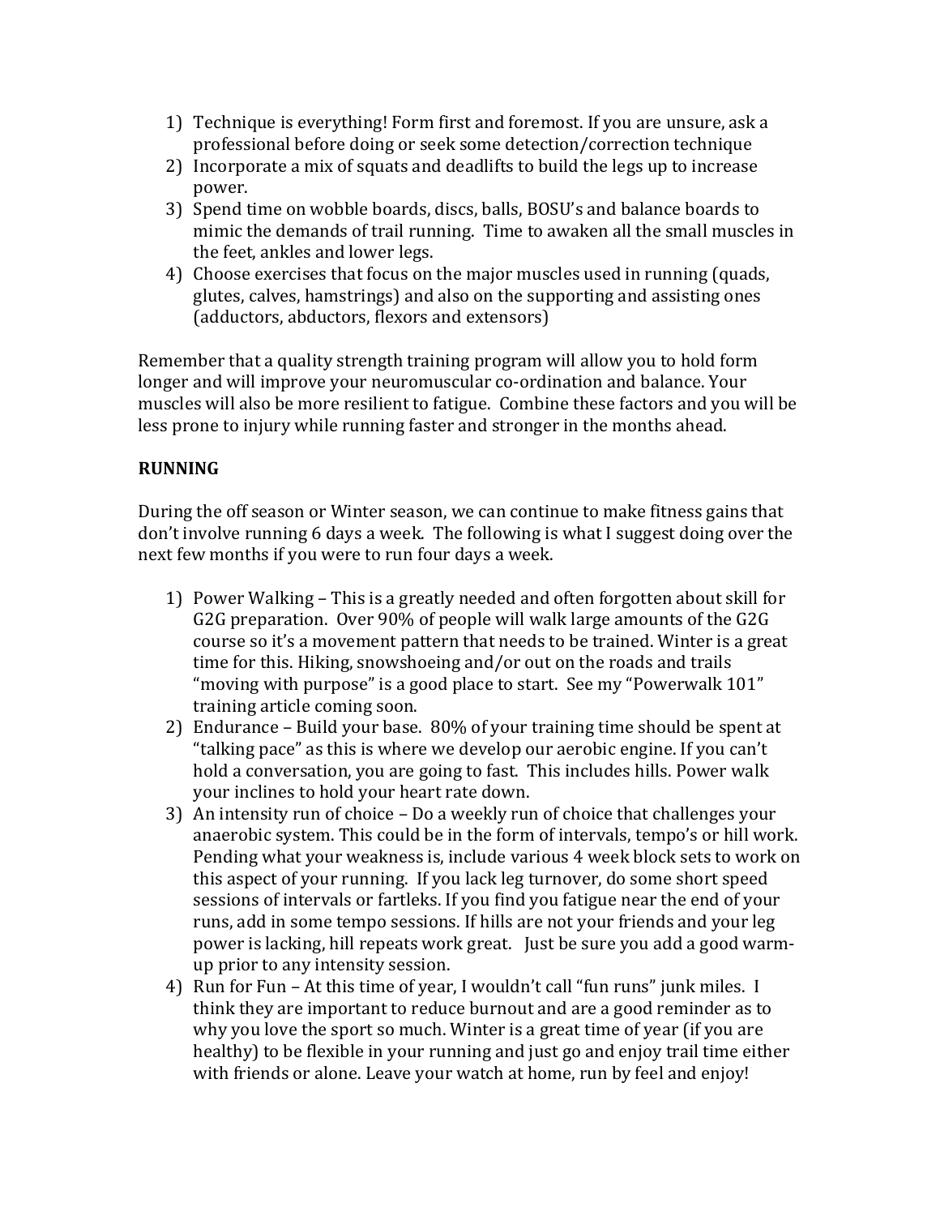1) Technique is everything! Form first and foremost. If you are unsure, ask a professional before doing or seek some detection/correction technique
2) Incorporate a mix of squats and deadlifts to build the legs up to increase power.
3) Spend time on wobble boards, discs, balls, BOSU's and balance boards to mimic the demands of trail running. Time to awaken all the small muscles in the feet, ankles and lower legs.
4) Choose exercises that focus on the major muscles used in running (quads, glutes, calves, hamstrings) and also on the supporting and assisting ones (adductors, abductors, flexors and extensors)

Remember that a quality strength training program will allow you to hold form longer and will improve your neuromuscular co-ordination and balance. Your muscles will also be more resilient to fatigue. Combine these factors and you will be less prone to injury while running faster and stronger in the months ahead.

**RUNNING**

During the off season or Winter season, we can continue to make fitness gains that don't involve running 6 days a week. The following is what I suggest doing over the next few months if you were to run four days a week.

1) Power Walking – This is a greatly needed and often forgotten about skill for G2G preparation. Over 90% of people will walk large amounts of the G2G course so it's a movement pattern that needs to be trained. Winter is a great time for this. Hiking, snowshoeing and/or out on the roads and trails "moving with purpose" is a good place to start. See my "Powerwalk 101" training article coming soon.
2) Endurance – Build your base. 80% of your training time should be spent at "talking pace" as this is where we develop our aerobic engine. If you can't hold a conversation, you are going to fast. This includes hills. Power walk your inclines to hold your heart rate down.
3) An intensity run of choice – Do a weekly run of choice that challenges your anaerobic system. This could be in the form of intervals, tempo's or hill work. Pending what your weakness is, include various 4 week block sets to work on this aspect of your running. If you lack leg turnover, do some short speed sessions of intervals or fartleks. If you find you fatigue near the end of your runs, add in some tempo sessions. If hills are not your friends and your leg power is lacking, hill repeats work great. Just be sure you add a good warm-up prior to any intensity session.
4) Run for Fun – At this time of year, I wouldn't call "fun runs" junk miles. I think they are important to reduce burnout and are a good reminder as to why you love the sport so much. Winter is a great time of year (if you are healthy) to be flexible in your running and just go and enjoy trail time either with friends or alone. Leave your watch at home, run by feel and enjoy!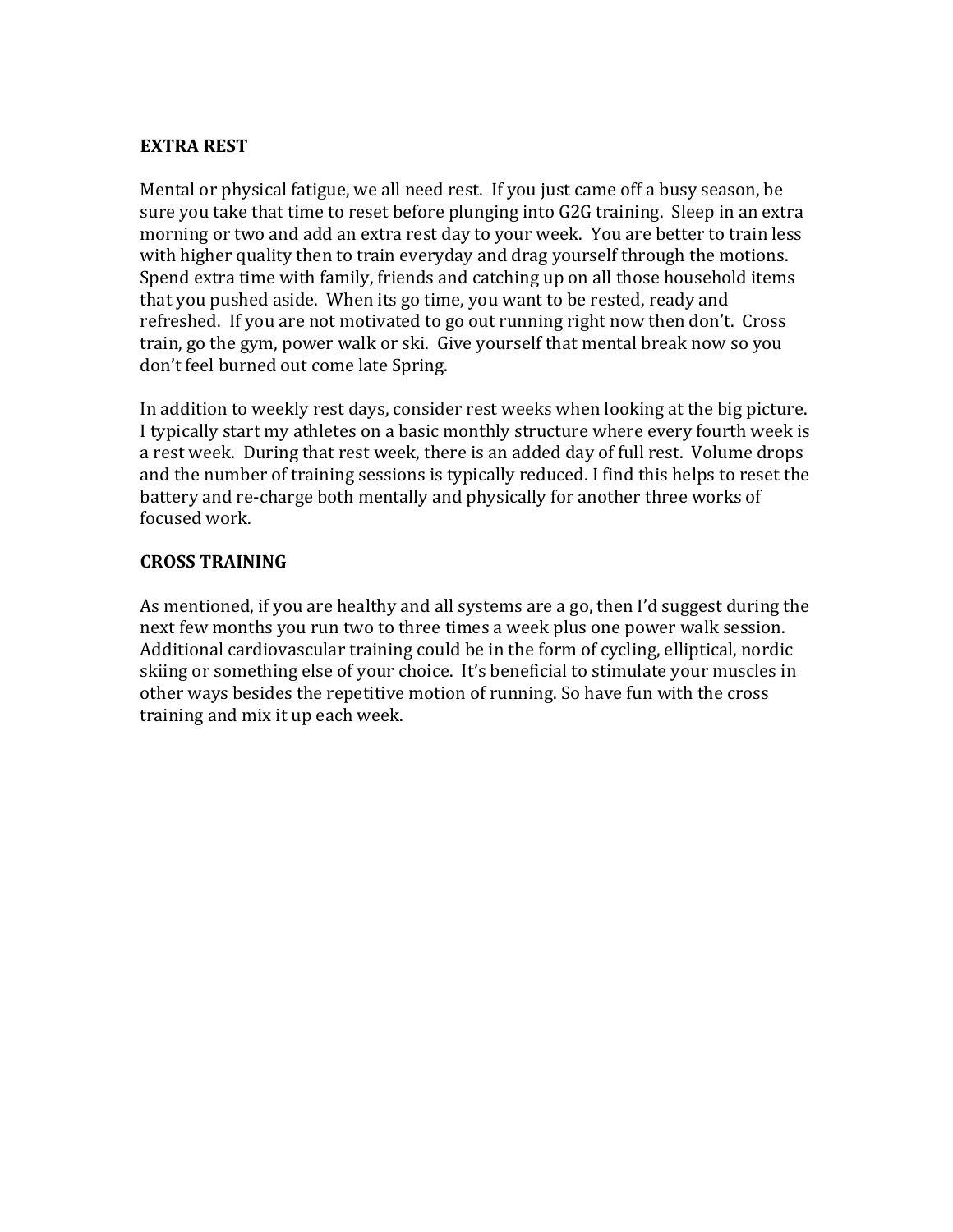**EXTRA REST**

Mental or physical fatigue, we all need rest. If you just came off a busy season, be sure you take that time to reset before plunging into G2G training. Sleep in an extra morning or two and add an extra rest day to your week. You are better to train less with higher quality then to train everyday and drag yourself through the motions. Spend extra time with family, friends and catching up on all those household items that you pushed aside. When its go time, you want to be rested, ready and refreshed. If you are not motivated to go out running right now then don't. Cross train, go the gym, power walk or ski. Give yourself that mental break now so you don't feel burned out come late Spring.

In addition to weekly rest days, consider rest weeks when looking at the big picture. I typically start my athletes on a basic monthly structure where every fourth week is a rest week. During that rest week, there is an added day of full rest. Volume drops and the number of training sessions is typically reduced. I find this helps to reset the battery and re-charge both mentally and physically for another three works of focused work.

**CROSS TRAINING**

As mentioned, if you are healthy and all systems are a go, then I'd suggest during the next few months you run two to three times a week plus one power walk session. Additional cardiovascular training could be in the form of cycling, elliptical, nordic skiing or something else of your choice. It's beneficial to stimulate your muscles in other ways besides the repetitive motion of running. So have fun with the cross training and mix it up each week.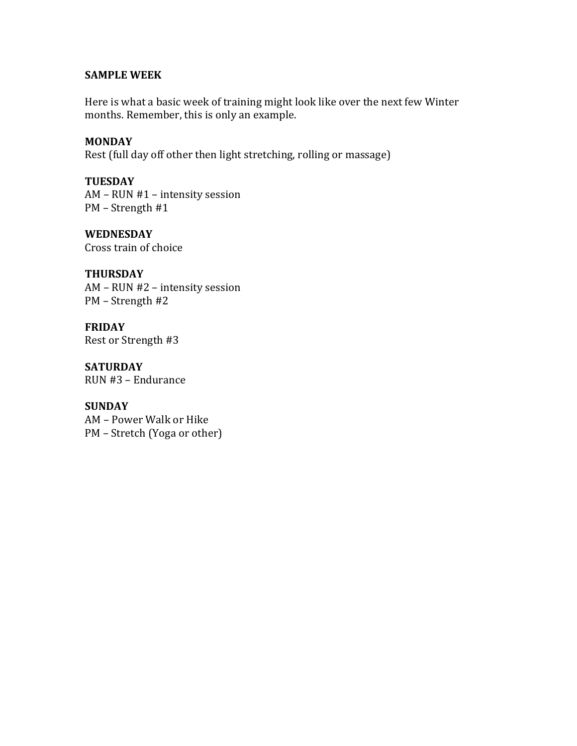**SAMPLE WEEK**

Here is what a basic week of training might look like over the next few Winter months. Remember, this is only an example.

**MONDAY**
Rest (full day off other then light stretching, rolling or massage)

**TUESDAY**
AM – RUN #1 – intensity session
PM – Strength #1

**WEDNESDAY**
Cross train of choice

**THURSDAY**
AM – RUN #2 – intensity session
PM – Strength #2

**FRIDAY**
Rest or Strength #3

**SATURDAY**
RUN #3 – Endurance

**SUNDAY**
AM – Power Walk or Hike
PM – Stretch (Yoga or other)